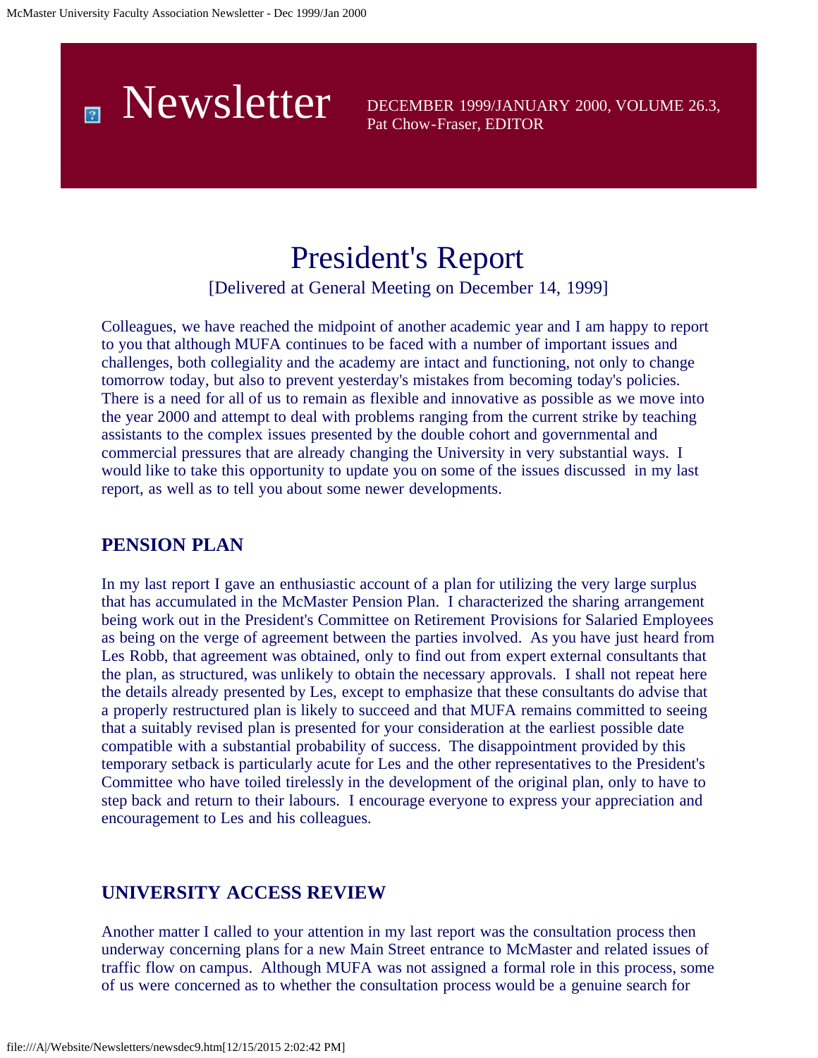# Newsletter

DECEMBER 1999/JANUARY 2000, VOLUME 26.3, Pat Chow-Fraser, EDITOR

# President's Report

[Delivered at General Meeting on December 14, 1999]

Colleagues, we have reached the midpoint of another academic year and I am happy to report to you that although MUFA continues to be faced with a number of important issues and challenges, both collegiality and the academy are intact and functioning, not only to change tomorrow today, but also to prevent yesterday's mistakes from becoming today's policies. There is a need for all of us to remain as flexible and innovative as possible as we move into the year 2000 and attempt to deal with problems ranging from the current strike by teaching assistants to the complex issues presented by the double cohort and governmental and commercial pressures that are already changing the University in very substantial ways. I would like to take this opportunity to update you on some of the issues discussed in my last report, as well as to tell you about some newer developments.

### PENSION PLAN

In my last report I gave an enthusiastic account of a plan for utilizing the very large surplus that has accumulated in the McMaster Pension Plan. I characterized the sharing arrangement being worked out in the President's Committee on Retirement Provisions for Salaried Employees as being on the verge of agreement between the parties involved. As you have just heard from Les Robb, that agreement was obtained, only to find out from expert external consultants that the plan, as structured, was unlikely to obtain the necessary approvals. I shall not repeat here the details already presented by Les, except to emphasize that these consultants do advise that a properly restructured plan is likely to succeed and that MUFA remains committed to seeing that a suitably revised plan is presented for your consideration at the earliest possible date compatible with a substantial probability of success. The disappointment provided by this temporary setback is particularly acute for Les and the other representatives to the President's Committee who have toiled tirelessly in the development of the original plan, only to have to step back and return to their labours. I encourage everyone to express your appreciation and encouragement to Les and his colleagues.

### UNIVERSITY ACCESS REVIEW

Another matter I called to your attention in my last report was the consultation process then underway concerning plans for a new Main Street entrance to McMaster and related issues of traffic flow on campus. Although MUFA was not assigned a formal role in this process, some of us were concerned as to whether the consultation process would be a genuine search for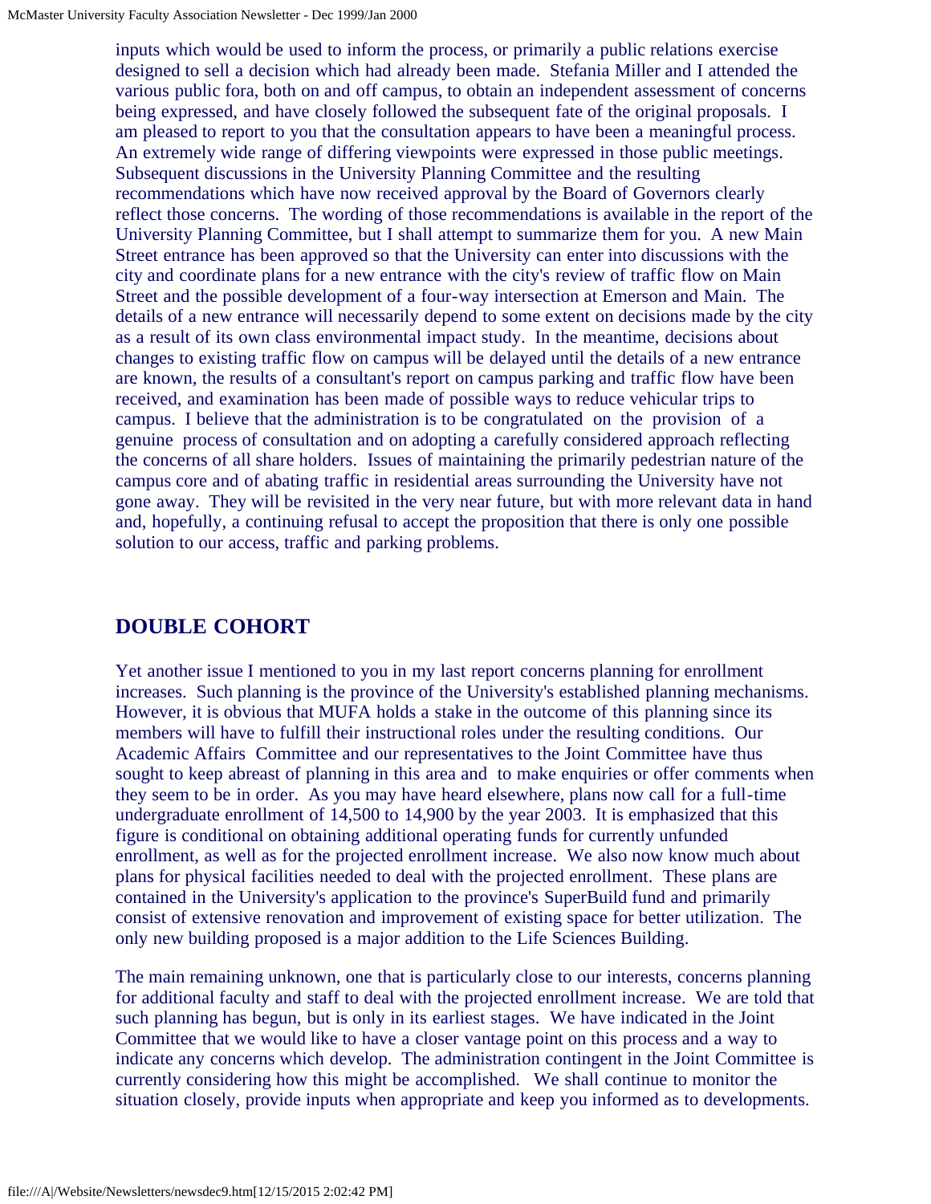inputs which would be used to inform the process, or primarily a public relations exercise designed to sell a decision which had already been made. Stefania Miller and I attended the various public fora, both on and off campus, to obtain an independent assessment of concerns being expressed, and have closely followed the subsequent fate of the original proposals. I am pleased to report to you that the consultation appears to have been a meaningful process. An extremely wide range of differing viewpoints were expressed in those public meetings. Subsequent discussions in the University Planning Committee and the resulting recommendations which have now received approval by the Board of Governors clearly reflect those concerns. The wording of those recommendations is available in the report of the University Planning Committee, but I shall attempt to summarize them for you. A new Main Street entrance has been approved so that the University can enter into discussions with the city and coordinate plans for a new entrance with the city's review of traffic flow on Main Street and the possible development of a four-way intersection at Emerson and Main. The details of a new entrance will necessarily depend to some extent on decisions made by the city as a result of its own class environmental impact study. In the meantime, decisions about changes to existing traffic flow on campus will be delayed until the details of a new entrance are known, the results of a consultant's report on campus parking and traffic flow have been received, and examination has been made of possible ways to reduce vehicular trips to campus. I believe that the administration is to be congratulated on the provision of a genuine process of consultation and on adopting a carefully considered approach reflecting the concerns of all share holders. Issues of maintaining the primarily pedestrian nature of the campus core and of abating traffic in residential areas surrounding the University have not gone away. They will be revisited in the very near future, but with more relevant data in hand and, hopefully, a continuing refusal to accept the proposition that there is only one possible solution to our access, traffic and parking problems.

## DOUBLE COHORT

Yet another issue I mentioned to you in my last report concerns planning for enrollment increases. Such planning is the province of the University's established planning mechanisms. However, it is obvious that MUFA holds a stake in the outcome of this planning since its members will have to fulfill their instructional roles under the resulting conditions. Our Academic Affairs Committee and our representatives to the Joint Committee have thus sought to keep abreast of planning in this area and to make enquiries or offer comments when they seem to be in order. As you may have heard elsewhere, plans now call for a full-time undergraduate enrollment of 14,500 to 14,900 by the year 2003. It is emphasized that this figure is conditional on obtaining additional operating funds for currently unfunded enrollment, as well as for the projected enrollment increase. We also now know much about plans for physical facilities needed to deal with the projected enrollment. These plans are contained in the University's application to the province's SuperBuild fund and primarily consist of extensive renovation and improvement of existing space for better utilization. The only new building proposed is a major addition to the Life Sciences Building.

The main remaining unknown, one that is particularly close to our interests, concerns planning for additional faculty and staff to deal with the projected enrollment increase. We are told that such planning has begun, but is only in its earliest stages. We have indicated in the Joint Committee that we would like to have a closer vantage point on this process and a way to indicate any concerns which develop. The administration contingent in the Joint Committee is currently considering how this might be accomplished. We shall continue to monitor the situation closely, provide inputs when appropriate and keep you informed as to developments.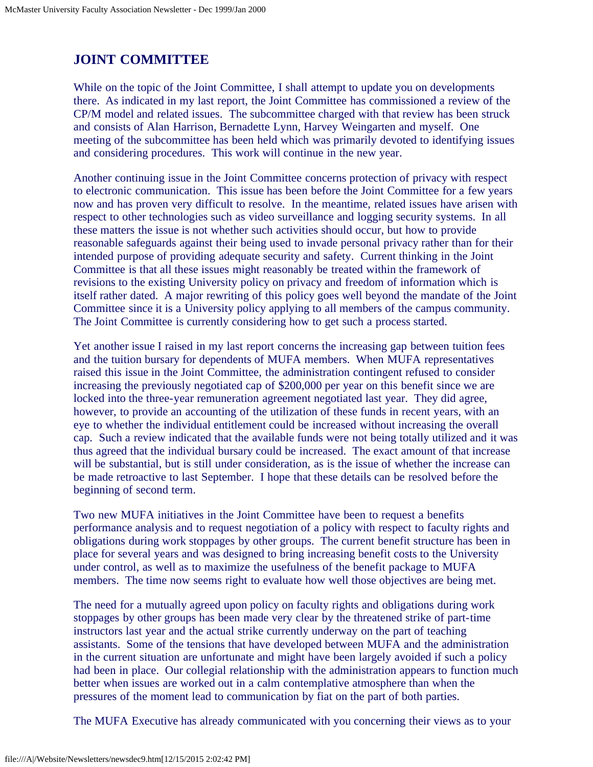## JOINT COMMITTEE

While on the topic of the Joint Committee, I shall attempt to update you on developments there. As indicated in my last report, the Joint Committee has commissioned a review of the CP/M model and related issues. The subcommittee charged with that review has been struck and consists of Alan Harrison, Bernadette Lynn, Harvey Weingarten and myself. One meeting of the subcommittee has been held which was primarily devoted to identifying issues and considering procedures. This work will continue in the new year.

Another continuing issue in the Joint Committee concerns protection of privacy with respect to electronic communication. This issue has been before the Joint Committee for a few years now and has proven very difficult to resolve. In the meantime, related issues have arisen with respect to other technologies such as video surveillance and logging security systems. In all these matters the issue is not whether such activities should occur, but how to provide reasonable safeguards against their being used to invade personal privacy rather than for their intended purpose of providing adequate security and safety. Current thinking in the Joint Committee is that all these issues might reasonably be treated within the framework of revisions to the existing University policy on privacy and freedom of information which is itself rather dated. A major rewriting of this policy goes well beyond the mandate of the Joint Committee since it is a University policy applying to all members of the campus community. The Joint Committee is currently considering how to get such a process started.

Yet another issue I raised in my last report concerns the increasing gap between tuition fees and the tuition bursary for dependents of MUFA members. When MUFA representatives raised this issue in the Joint Committee, the administration contingent refused to consider increasing the previously negotiated cap of $200,000 per year on this benefit since we are locked into the three-year remuneration agreement negotiated last year. They did agree, however, to provide an accounting of the utilization of these funds in recent years, with an eye to whether the individual entitlement could be increased without increasing the overall cap. Such a review indicated that the available funds were not being totally utilized and it was thus agreed that the individual bursary could be increased. The exact amount of that increase will be substantial, but is still under consideration, as is the issue of whether the increase can be made retroactive to last September. I hope that these details can be resolved before the beginning of second term.

Two new MUFA initiatives in the Joint Committee have been to request a benefits performance analysis and to request negotiation of a policy with respect to faculty rights and obligations during work stoppages by other groups. The current benefit structure has been in place for several years and was designed to bring increasing benefit costs to the University under control, as well as to maximize the usefulness of the benefit package to MUFA members. The time now seems right to evaluate how well those objectives are being met.

The need for a mutually agreed upon policy on faculty rights and obligations during work stoppages by other groups has been made very clear by the threatened strike of part-time instructors last year and the actual strike currently underway on the part of teaching assistants. Some of the tensions that have developed between MUFA and the administration in the current situation are unfortunate and might have been largely avoided if such a policy had been in place. Our collegial relationship with the administration appears to function much better when issues are worked out in a calm contemplative atmosphere than when the pressures of the moment lead to communication by fiat on the part of both parties.

The MUFA Executive has already communicated with you concerning their views as to your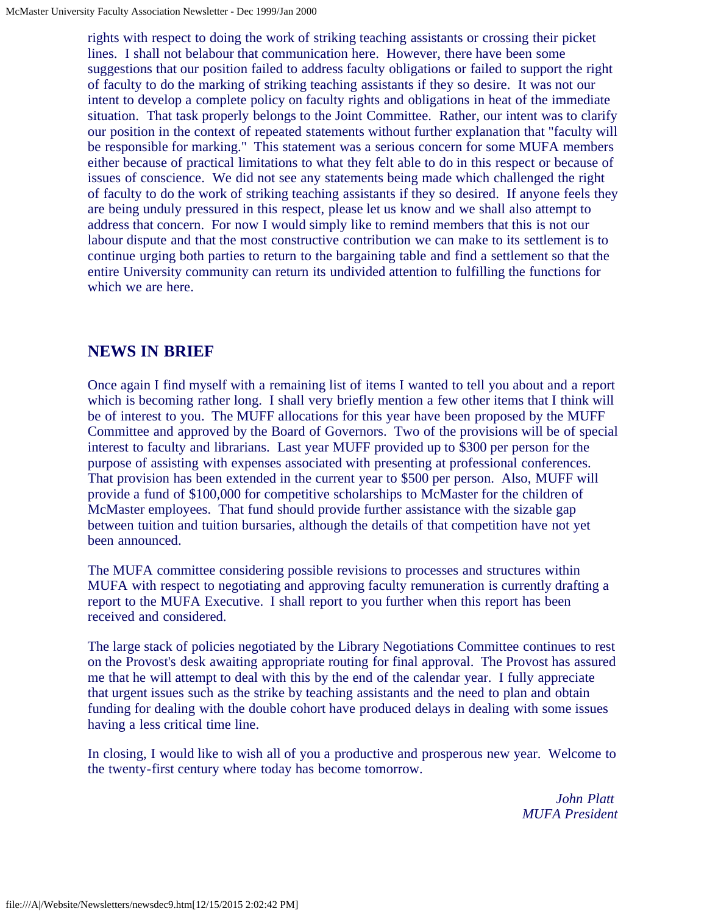rights with respect to doing the work of striking teaching assistants or crossing their picket lines. I shall not belabour that communication here. However, there have been some suggestions that our position failed to address faculty obligations or failed to support the right of faculty to do the marking of striking teaching assistants if they so desire. It was not our intent to develop a complete policy on faculty rights and obligations in heat of the immediate situation. That task properly belongs to the Joint Committee. Rather, our intent was to clarify our position in the context of repeated statements without further explanation that "faculty will be responsible for marking." This statement was a serious concern for some MUFA members either because of practical limitations to what they felt able to do in this respect or because of issues of conscience. We did not see any statements being made which challenged the right of faculty to do the work of striking teaching assistants if they so desired. If anyone feels they are being unduly pressured in this respect, please let us know and we shall also attempt to address that concern. For now I would simply like to remind members that this is not our labour dispute and that the most constructive contribution we can make to its settlement is to continue urging both parties to return to the bargaining table and find a settlement so that the entire University community can return its undivided attention to fulfilling the functions for which we are here.

## NEWS IN BRIEF

Once again I find myself with a remaining list of items I wanted to tell you about and a report which is becoming rather long. I shall very briefly mention a few other items that I think will be of interest to you. The MUFF allocations for this year have been proposed by the MUFF Committee and approved by the Board of Governors. Two of the provisions will be of special interest to faculty and librarians. Last year MUFF provided up to $300 per person for the purpose of assisting with expenses associated with presenting at professional conferences. That provision has been extended in the current year to $500 per person. Also, MUFF will provide a fund of $100,000 for competitive scholarships to McMaster for the children of McMaster employees. That fund should provide further assistance with the sizable gap between tuition and tuition bursaries, although the details of that competition have not yet been announced.

The MUFA committee considering possible revisions to processes and structures within MUFA with respect to negotiating and approving faculty remuneration is currently drafting a report to the MUFA Executive. I shall report to you further when this report has been received and considered.

The large stack of policies negotiated by the Library Negotiations Committee continues to rest on the Provost's desk awaiting appropriate routing for final approval. The Provost has assured me that he will attempt to deal with this by the end of the calendar year. I fully appreciate that urgent issues such as the strike by teaching assistants and the need to plan and obtain funding for dealing with the double cohort have produced delays in dealing with some issues having a less critical time line.

In closing, I would like to wish all of you a productive and prosperous new year. Welcome to the twenty-first century where today has become tomorrow.

*John Platt*
*MUFA President*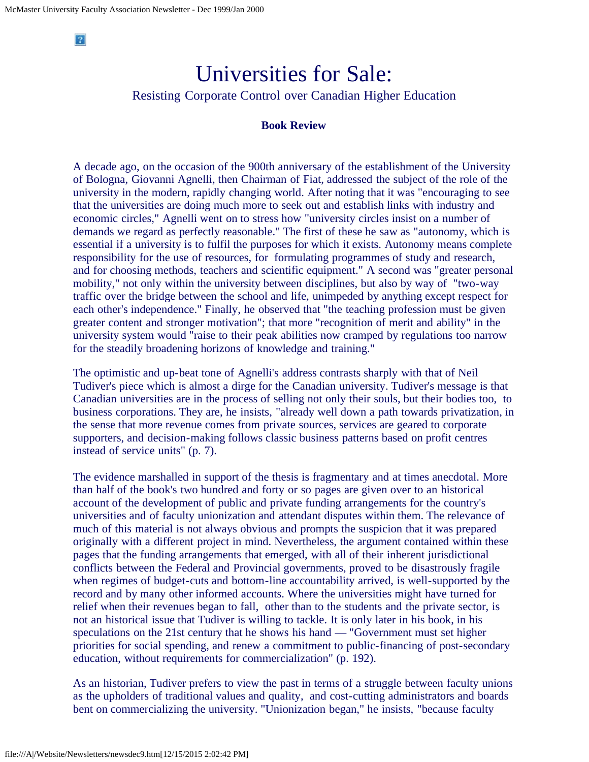# Universities for Sale:

## Resisting Corporate Control over Canadian Higher Education

### Book Review

A decade ago, on the occasion of the 900th anniversary of the establishment of the University of Bologna, Giovanni Agnelli, then Chairman of Fiat, addressed the subject of the role of the university in the modern, rapidly changing world. After noting that it was "encouraging to see that the universities are doing much more to seek out and establish links with industry and economic circles," Agnelli went on to stress how "university circles insist on a number of demands we regard as perfectly reasonable." The first of these he saw as "autonomy, which is essential if a university is to fulfil the purposes for which it exists. Autonomy means complete responsibility for the use of resources, for formulating programmes of study and research, and for choosing methods, teachers and scientific equipment." A second was "greater personal mobility," not only within the university between disciplines, but also by way of "two-way traffic over the bridge between the school and life, unimpeded by anything except respect for each other's independence." Finally, he observed that "the teaching profession must be given greater content and stronger motivation"; that more "recognition of merit and ability" in the university system would "raise to their peak abilities now cramped by regulations too narrow for the steadily broadening horizons of knowledge and training."

The optimistic and up-beat tone of Agnelli's address contrasts sharply with that of Neil Tudiver's piece which is almost a dirge for the Canadian university. Tudiver's message is that Canadian universities are in the process of selling not only their souls, but their bodies too, to business corporations. They are, he insists, "already well down a path towards privatization, in the sense that more revenue comes from private sources, services are geared to corporate supporters, and decision-making follows classic business patterns based on profit centres instead of service units" (p. 7).

The evidence marshalled in support of the thesis is fragmentary and at times anecdotal. More than half of the book's two hundred and forty or so pages are given over to an historical account of the development of public and private funding arrangements for the country's universities and of faculty unionization and attendant disputes within them. The relevance of much of this material is not always obvious and prompts the suspicion that it was prepared originally with a different project in mind. Nevertheless, the argument contained within these pages that the funding arrangements that emerged, with all of their inherent jurisdictional conflicts between the Federal and Provincial governments, proved to be disastrously fragile when regimes of budget-cuts and bottom-line accountability arrived, is well-supported by the record and by many other informed accounts. Where the universities might have turned for relief when their revenues began to fall, other than to the students and the private sector, is not an historical issue that Tudiver is willing to tackle. It is only later in his book, in his speculations on the 21st century that he shows his hand — "Government must set higher priorities for social spending, and renew a commitment to public-financing of post-secondary education, without requirements for commercialization" (p. 192).

As an historian, Tudiver prefers to view the past in terms of a struggle between faculty unions as the upholders of traditional values and quality, and cost-cutting administrators and boards bent on commercializing the university. "Unionization began," he insists, "because faculty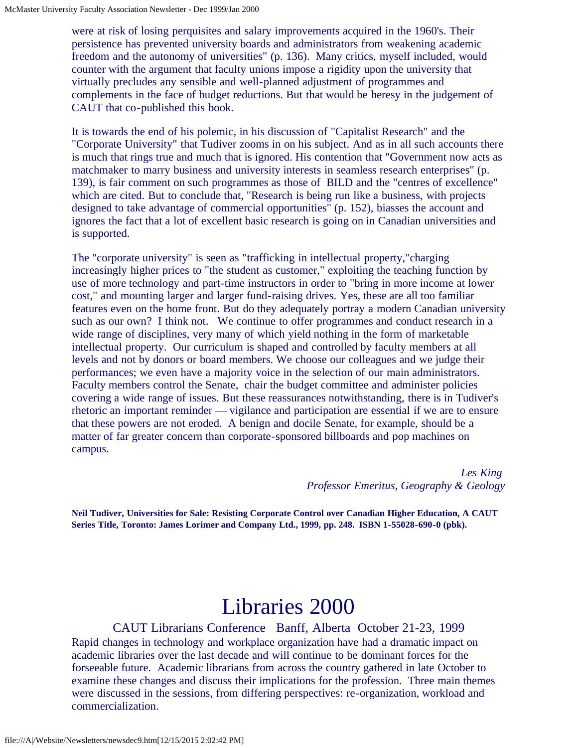were at risk of losing perquisites and salary improvements acquired in the 1960's. Their persistence has prevented university boards and administrators from weakening academic freedom and the autonomy of universities" (p. 136). Many critics, myself included, would counter with the argument that faculty unions impose a rigidity upon the university that virtually precludes any sensible and well-planned adjustment of programmes and complements in the face of budget reductions. But that would be heresy in the judgement of CAUT that co-published this book.

It is towards the end of his polemic, in his discussion of "Capitalist Research" and the "Corporate University" that Tudiver zooms in on his subject. And as in all such accounts there is much that rings true and much that is ignored. His contention that "Government now acts as matchmaker to marry business and university interests in seamless research enterprises" (p. 139), is fair comment on such programmes as those of BILD and the "centres of excellence" which are cited. But to conclude that, "Research is being run like a business, with projects designed to take advantage of commercial opportunities" (p. 152), biasses the account and ignores the fact that a lot of excellent basic research is going on in Canadian universities and is supported.

The "corporate university" is seen as "trafficking in intellectual property,"charging increasingly higher prices to "the student as customer," exploiting the teaching function by use of more technology and part-time instructors in order to "bring in more income at lower cost," and mounting larger and larger fund-raising drives. Yes, these are all too familiar features even on the home front. But do they adequately portray a modern Canadian university such as our own? I think not. We continue to offer programmes and conduct research in a wide range of disciplines, very many of which yield nothing in the form of marketable intellectual property. Our curriculum is shaped and controlled by faculty members at all levels and not by donors or board members. We choose our colleagues and we judge their performances; we even have a majority voice in the selection of our main administrators. Faculty members control the Senate, chair the budget committee and administer policies covering a wide range of issues. But these reassurances notwithstanding, there is in Tudiver's rhetoric an important reminder — vigilance and participation are essential if we are to ensure that these powers are not eroded. A benign and docile Senate, for example, should be a matter of far greater concern than corporate-sponsored billboards and pop machines on campus.

*Les King*
*Professor Emeritus, Geography & Geology*

**Neil Tudiver, Universities for Sale: Resisting Corporate Control over Canadian Higher Education, A CAUT Series Title, Toronto: James Lorimer and Company Ltd., 1999, pp. 248. ISBN 1-55028-690-0 (pbk).**

# Libraries 2000

CAUT Librarians Conference Banff, Alberta October 21-23, 1999

Rapid changes in technology and workplace organization have had a dramatic impact on academic libraries over the last decade and will continue to be dominant forces for the forseeable future. Academic librarians from across the country gathered in late October to examine these changes and discuss their implications for the profession. Three main themes were discussed in the sessions, from differing perspectives: re-organization, workload and commercialization.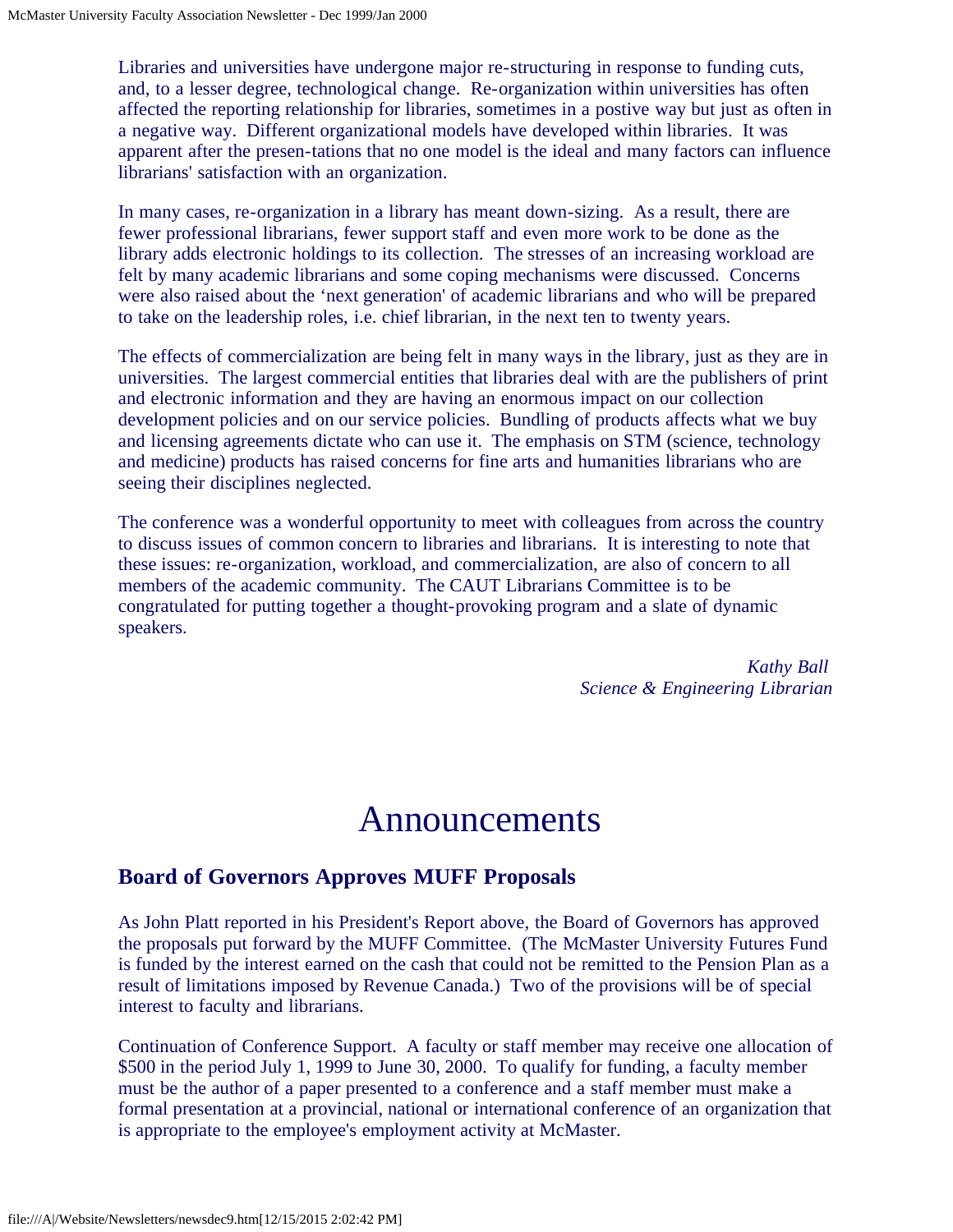Libraries and universities have undergone major re-structuring in response to funding cuts, and, to a lesser degree, technological change. Re-organization within universities has often affected the reporting relationship for libraries, sometimes in a postive way but just as often in a negative way. Different organizational models have developed within libraries. It was apparent after the presen-tations that no one model is the ideal and many factors can influence librarians' satisfaction with an organization.

In many cases, re-organization in a library has meant down-sizing. As a result, there are fewer professional librarians, fewer support staff and even more work to be done as the library adds electronic holdings to its collection. The stresses of an increasing workload are felt by many academic librarians and some coping mechanisms were discussed. Concerns were also raised about the 'next generation' of academic librarians and who will be prepared to take on the leadership roles, i.e. chief librarian, in the next ten to twenty years.

The effects of commercialization are being felt in many ways in the library, just as they are in universities. The largest commercial entities that libraries deal with are the publishers of print and electronic information and they are having an enormous impact on our collection development policies and on our service policies. Bundling of products affects what we buy and licensing agreements dictate who can use it. The emphasis on STM (science, technology and medicine) products has raised concerns for fine arts and humanities librarians who are seeing their disciplines neglected.

The conference was a wonderful opportunity to meet with colleagues from across the country to discuss issues of common concern to libraries and librarians. It is interesting to note that these issues: re-organization, workload, and commercialization, are also of concern to all members of the academic community. The CAUT Librarians Committee is to be congratulated for putting together a thought-provoking program and a slate of dynamic speakers.

*Kathy Ball*
*Science & Engineering Librarian*

# Announcements

## Board of Governors Approves MUFF Proposals

As John Platt reported in his President's Report above, the Board of Governors has approved the proposals put forward by the MUFF Committee. (The McMaster University Futures Fund is funded by the interest earned on the cash that could not be remitted to the Pension Plan as a result of limitations imposed by Revenue Canada.) Two of the provisions will be of special interest to faculty and librarians.

Continuation of Conference Support. A faculty or staff member may receive one allocation of \$500 in the period July 1, 1999 to June 30, 2000. To qualify for funding, a faculty member must be the author of a paper presented to a conference and a staff member must make a formal presentation at a provincial, national or international conference of an organization that is appropriate to the employee's employment activity at McMaster.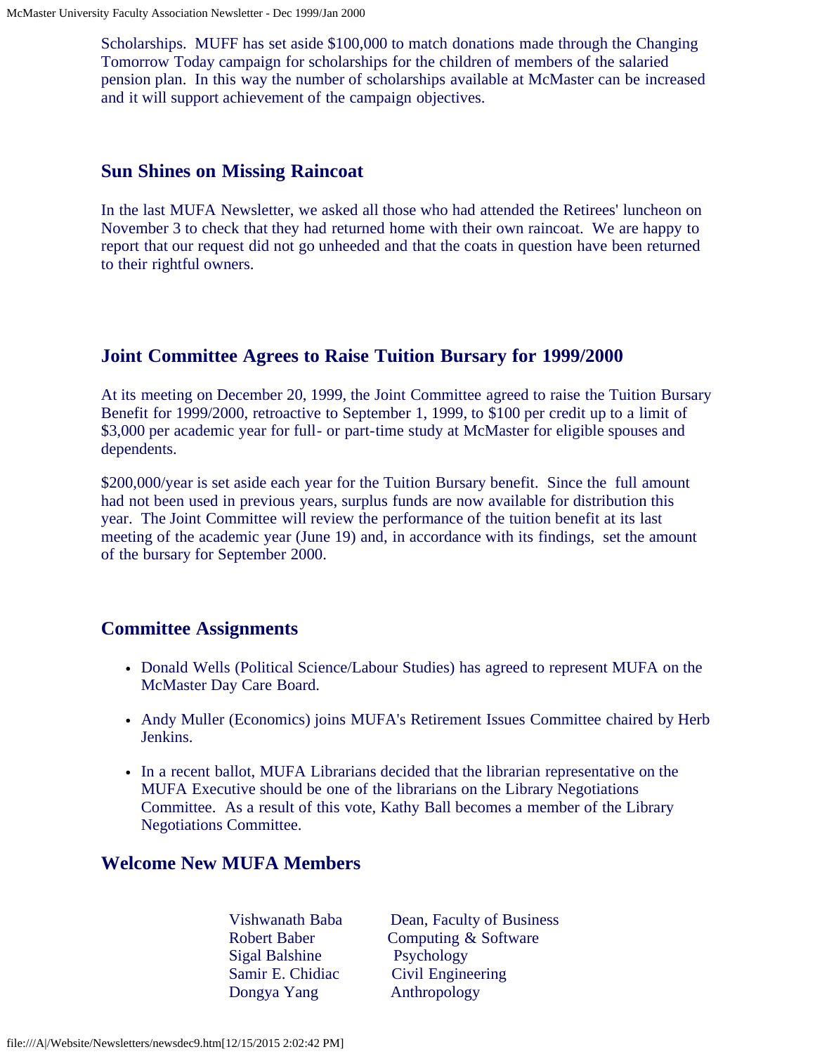Scholarships. MUFF has set aside $100,000 to match donations made through the Changing Tomorrow Today campaign for scholarships for the children of members of the salaried pension plan. In this way the number of scholarships available at McMaster can be increased and it will support achievement of the campaign objectives.

## Sun Shines on Missing Raincoat

In the last MUFA Newsletter, we asked all those who had attended the Retirees' luncheon on November 3 to check that they had returned home with their own raincoat. We are happy to report that our request did not go unheeded and that the coats in question have been returned to their rightful owners.

## Joint Committee Agrees to Raise Tuition Bursary for 1999/2000

At its meeting on December 20, 1999, the Joint Committee agreed to raise the Tuition Bursary Benefit for 1999/2000, retroactive to September 1, 1999, to $100 per credit up to a limit of $3,000 per academic year for full- or part-time study at McMaster for eligible spouses and dependents.

$200,000/year is set aside each year for the Tuition Bursary benefit. Since the full amount had not been used in previous years, surplus funds are now available for distribution this year. The Joint Committee will review the performance of the tuition benefit at its last meeting of the academic year (June 19) and, in accordance with its findings, set the amount of the bursary for September 2000.

## Committee Assignments

- Donald Wells (Political Science/Labour Studies) has agreed to represent MUFA on the McMaster Day Care Board.
- Andy Muller (Economics) joins MUFA's Retirement Issues Committee chaired by Herb Jenkins.
- In a recent ballot, MUFA Librarians decided that the librarian representative on the MUFA Executive should be one of the librarians on the Library Negotiations Committee. As a result of this vote, Kathy Ball becomes a member of the Library Negotiations Committee.

## Welcome New MUFA Members

| | |
|---|---|
| Vishwanath Baba | Dean, Faculty of Business |
| Robert Baber | Computing & Software |
| Sigal Balshine | Psychology |
| Samir E. Chidiac | Civil Engineering |
| Dongya Yang | Anthropology |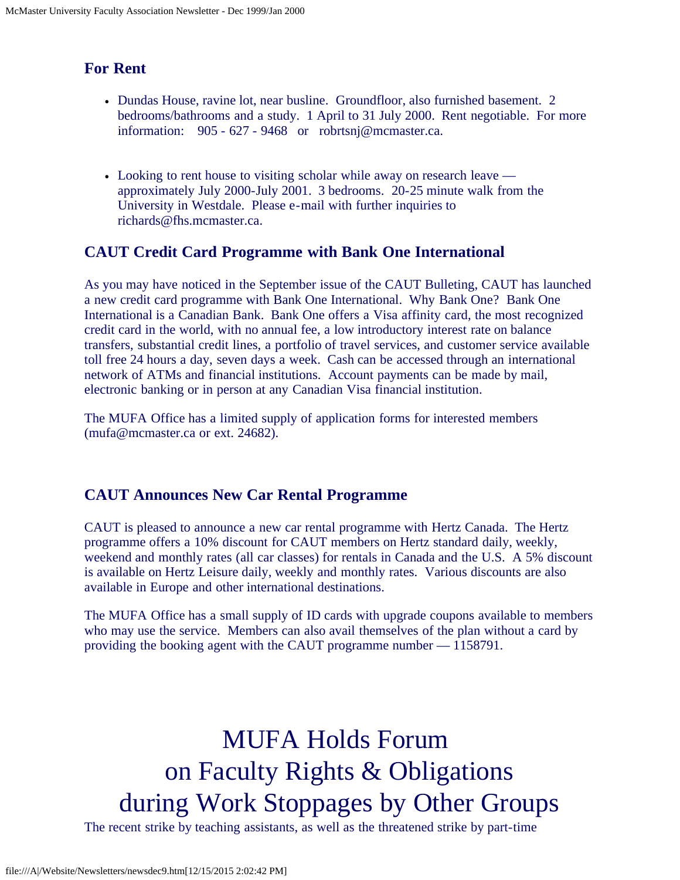## For Rent

- Dundas House, ravine lot, near busline. Groundfloor, also furnished basement. 2 bedrooms/bathrooms and a study. 1 April to 31 July 2000. Rent negotiable. For more information: 905 - 627 - 9468 or robrtsnj@mcmaster.ca.

- Looking to rent house to visiting scholar while away on research leave — approximately July 2000-July 2001. 3 bedrooms. 20-25 minute walk from the University in Westdale. Please e-mail with further inquiries to richards@fhs.mcmaster.ca.

## CAUT Credit Card Programme with Bank One International

As you may have noticed in the September issue of the CAUT Bulleting, CAUT has launched a new credit card programme with Bank One International. Why Bank One? Bank One International is a Canadian Bank. Bank One offers a Visa affinity card, the most recognized credit card in the world, with no annual fee, a low introductory interest rate on balance transfers, substantial credit lines, a portfolio of travel services, and customer service available toll free 24 hours a day, seven days a week. Cash can be accessed through an international network of ATMs and financial institutions. Account payments can be made by mail, electronic banking or in person at any Canadian Visa financial institution.

The MUFA Office has a limited supply of application forms for interested members (mufa@mcmaster.ca or ext. 24682).

## CAUT Announces New Car Rental Programme

CAUT is pleased to announce a new car rental programme with Hertz Canada. The Hertz programme offers a 10% discount for CAUT members on Hertz standard daily, weekly, weekend and monthly rates (all car classes) for rentals in Canada and the U.S. A 5% discount is available on Hertz Leisure daily, weekly and monthly rates. Various discounts are also available in Europe and other international destinations.

The MUFA Office has a small supply of ID cards with upgrade coupons available to members who may use the service. Members can also avail themselves of the plan without a card by providing the booking agent with the CAUT programme number — 1158791.

# MUFA Holds Forum on Faculty Rights & Obligations during Work Stoppages by Other Groups

The recent strike by teaching assistants, as well as the threatened strike by part-time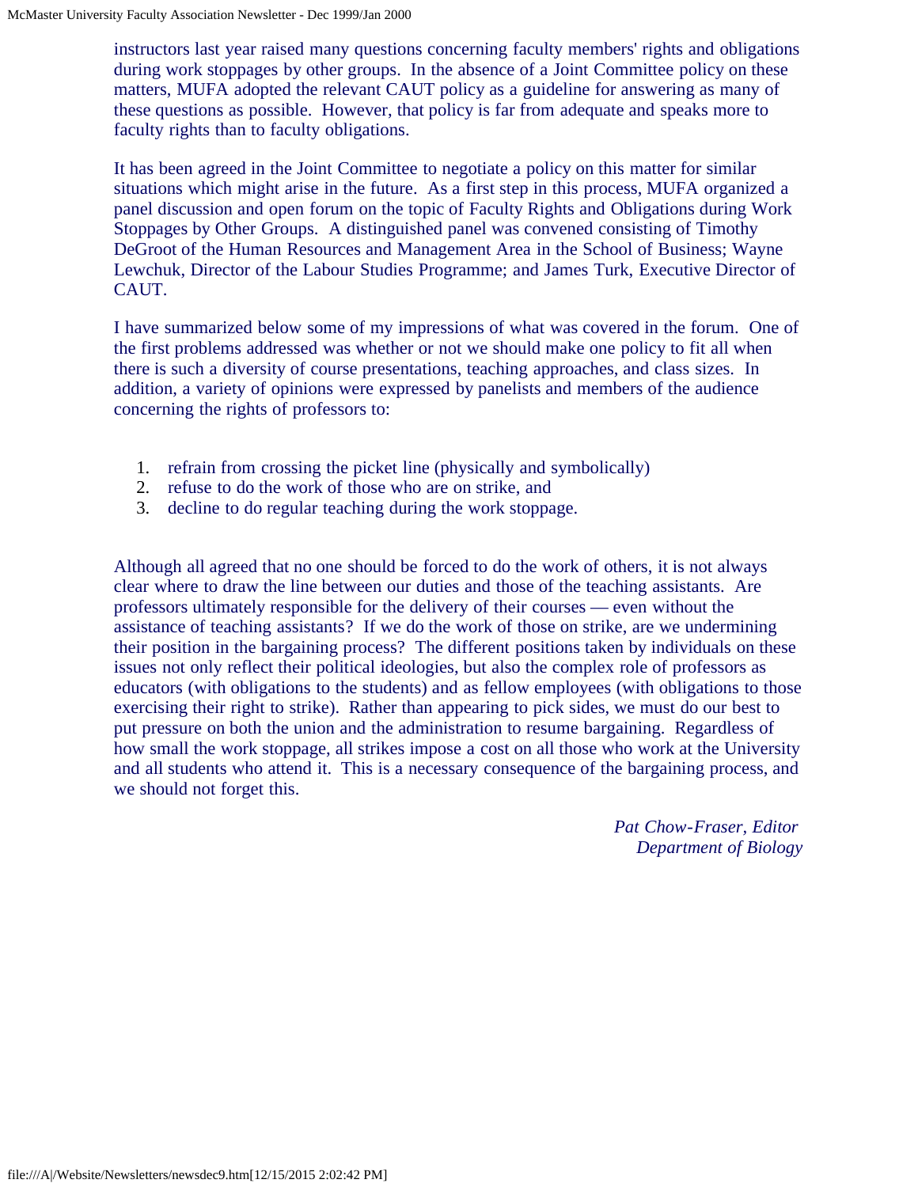instructors last year raised many questions concerning faculty members' rights and obligations during work stoppages by other groups. In the absence of a Joint Committee policy on these matters, MUFA adopted the relevant CAUT policy as a guideline for answering as many of these questions as possible. However, that policy is far from adequate and speaks more to faculty rights than to faculty obligations.

It has been agreed in the Joint Committee to negotiate a policy on this matter for similar situations which might arise in the future. As a first step in this process, MUFA organized a panel discussion and open forum on the topic of Faculty Rights and Obligations during Work Stoppages by Other Groups. A distinguished panel was convened consisting of Timothy DeGroot of the Human Resources and Management Area in the School of Business; Wayne Lewchuk, Director of the Labour Studies Programme; and James Turk, Executive Director of CAUT.

I have summarized below some of my impressions of what was covered in the forum. One of the first problems addressed was whether or not we should make one policy to fit all when there is such a diversity of course presentations, teaching approaches, and class sizes. In addition, a variety of opinions were expressed by panelists and members of the audience concerning the rights of professors to:

1. refrain from crossing the picket line (physically and symbolically)
2. refuse to do the work of those who are on strike, and
3. decline to do regular teaching during the work stoppage.

Although all agreed that no one should be forced to do the work of others, it is not always clear where to draw the line between our duties and those of the teaching assistants. Are professors ultimately responsible for the delivery of their courses — even without the assistance of teaching assistants? If we do the work of those on strike, are we undermining their position in the bargaining process? The different positions taken by individuals on these issues not only reflect their political ideologies, but also the complex role of professors as educators (with obligations to the students) and as fellow employees (with obligations to those exercising their right to strike). Rather than appearing to pick sides, we must do our best to put pressure on both the union and the administration to resume bargaining. Regardless of how small the work stoppage, all strikes impose a cost on all those who work at the University and all students who attend it. This is a necessary consequence of the bargaining process, and we should not forget this.

*Pat Chow-Fraser, Editor*
*Department of Biology*